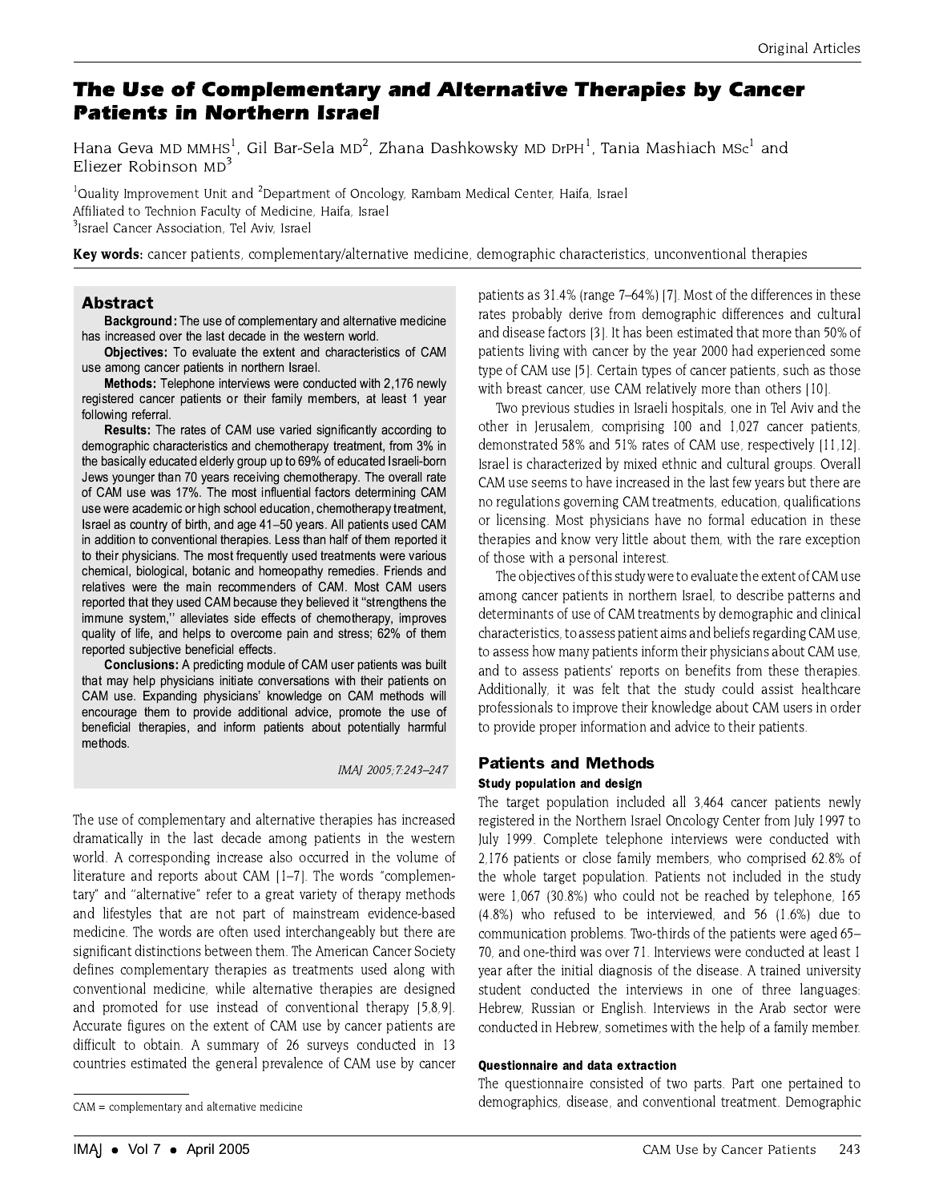# The Use of Complementary and Alternative Therapies by Cancer Patients in Northern Israel

Hana Geva MD MMHS[1], Gil Bar-Sela MD[2], Zhana Dashkowsky MD DrPH[1], Tania Mashiach MSc[1] and Eliezer Robinson MD[3]

[1]Quality Improvement Unit and [2]Department of Oncology, Rambam Medical Center, Haifa, Israel
Affiliated to Technion Faculty of Medicine, Haifa, Israel
[3]Israel Cancer Association, Tel Aviv, Israel

**Key words:** cancer patients, complementary/alternative medicine, demographic characteristics, unconventional therapies

## Abstract

**Background:** The use of complementary and alternative medicine has increased over the last decade in the western world.

**Objectives:** To evaluate the extent and characteristics of CAM use among cancer patients in northern Israel.

**Methods:** Telephone interviews were conducted with 2,176 newly registered cancer patients or their family members, at least 1 year following referral.

**Results:** The rates of CAM use varied significantly according to demographic characteristics and chemotherapy treatment, from 3% in the basically educated elderly group up to 69% of educated Israeli-born Jews younger than 70 years receiving chemotherapy. The overall rate of CAM use was 17%. The most influential factors determining CAM use were academic or high school education, chemotherapy treatment, Israel as country of birth, and age 41–50 years. All patients used CAM in addition to conventional therapies. Less than half of them reported it to their physicians. The most frequently used treatments were various chemical, biological, botanic and homeopathy remedies. Friends and relatives were the main recommenders of CAM. Most CAM users reported that they used CAM because they believed it "strengthens the immune system," alleviates side effects of chemotherapy, improves quality of life, and helps to overcome pain and stress; 62% of them reported subjective beneficial effects.

**Conclusions:** A predicting module of CAM user patients was built that may help physicians initiate conversations with their patients on CAM use. Expanding physicians' knowledge on CAM methods will encourage them to provide additional advice, promote the use of beneficial therapies, and inform patients about potentially harmful methods.

*IMAJ 2005;7:243–247*

The use of complementary and alternative therapies has increased dramatically in the last decade among patients in the western world. A corresponding increase also occurred in the volume of literature and reports about CAM [1–7]. The words "complementary" and "alternative" refer to a great variety of therapy methods and lifestyles that are not part of mainstream evidence-based medicine. The words are often used interchangeably but there are significant distinctions between them. The American Cancer Society defines complementary therapies as treatments used along with conventional medicine, while alternative therapies are designed and promoted for use instead of conventional therapy [5,8,9]. Accurate figures on the extent of CAM use by cancer patients are difficult to obtain. A summary of 26 surveys conducted in 13 countries estimated the general prevalence of CAM use by cancer patients as 31.4% (range 7–64%) [7]. Most of the differences in these rates probably derive from demographic differences and cultural and disease factors [3]. It has been estimated that more than 50% of patients living with cancer by the year 2000 had experienced some type of CAM use [5]. Certain types of cancer patients, such as those with breast cancer, use CAM relatively more than others [10].

Two previous studies in Israeli hospitals, one in Tel Aviv and the other in Jerusalem, comprising 100 and 1,027 cancer patients, demonstrated 58% and 51% rates of CAM use, respectively [11,12]. Israel is characterized by mixed ethnic and cultural groups. Overall CAM use seems to have increased in the last few years but there are no regulations governing CAM treatments, education, qualifications or licensing. Most physicians have no formal education in these therapies and know very little about them, with the rare exception of those with a personal interest.

The objectives of this study were to evaluate the extent of CAM use among cancer patients in northern Israel, to describe patterns and determinants of use of CAM treatments by demographic and clinical characteristics, to assess patient aims and beliefs regarding CAM use, to assess how many patients inform their physicians about CAM use, and to assess patients' reports on benefits from these therapies. Additionally, it was felt that the study could assist healthcare professionals to improve their knowledge about CAM users in order to provide proper information and advice to their patients.

## Patients and Methods

### Study population and design

The target population included all 3,464 cancer patients newly registered in the Northern Israel Oncology Center from July 1997 to July 1999. Complete telephone interviews were conducted with 2,176 patients or close family members, who comprised 62.8% of the whole target population. Patients not included in the study were 1,067 (30.8%) who could not be reached by telephone, 165 (4.8%) who refused to be interviewed, and 56 (1.6%) due to communication problems. Two-thirds of the patients were aged 65–70, and one-third was over 71. Interviews were conducted at least 1 year after the initial diagnosis of the disease. A trained university student conducted the interviews in one of three languages: Hebrew, Russian or English. Interviews in the Arab sector were conducted in Hebrew, sometimes with the help of a family member.

### Questionnaire and data extraction

The questionnaire consisted of two parts. Part one pertained to demographics, disease, and conventional treatment. Demographic

CAM = complementary and alternative medicine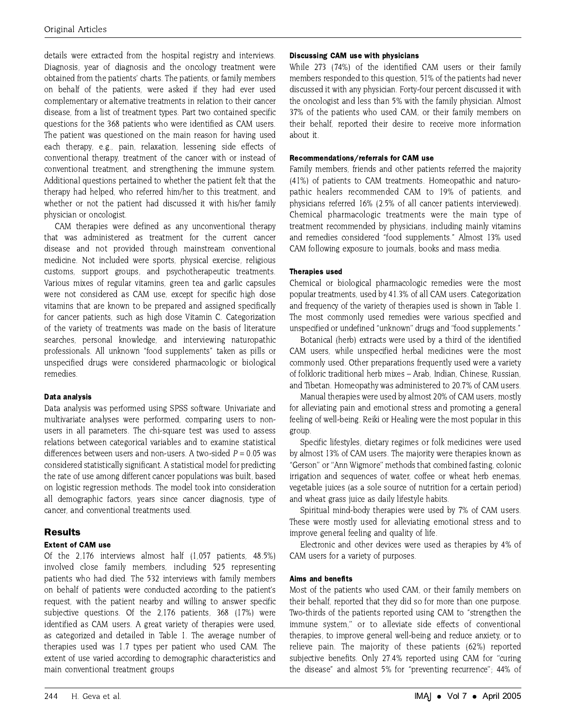details were extracted from the hospital registry and interviews. Diagnosis, year of diagnosis and the oncology treatment were obtained from the patients' charts. The patients, or family members on behalf of the patients, were asked if they had ever used complementary or alternative treatments in relation to their cancer disease, from a list of treatment types. Part two contained specific questions for the 368 patients who were identified as CAM users. The patient was questioned on the main reason for having used each therapy, e.g., pain, relaxation, lessening side effects of conventional therapy, treatment of the cancer with or instead of conventional treatment, and strengthening the immune system. Additional questions pertained to whether the patient felt that the therapy had helped, who referred him/her to this treatment, and whether or not the patient had discussed it with his/her family physician or oncologist.

CAM therapies were defined as any unconventional therapy that was administered as treatment for the current cancer disease and not provided through mainstream conventional medicine. Not included were sports, physical exercise, religious customs, support groups, and psychotherapeutic treatments. Various mixes of regular vitamins, green tea and garlic capsules were not considered as CAM use, except for specific high dose vitamins that are known to be prepared and assigned specifically for cancer patients, such as high dose Vitamin C. Categorization of the variety of treatments was made on the basis of literature searches, personal knowledge, and interviewing naturopathic professionals. All unknown "food supplements" taken as pills or unspecified drugs were considered pharmacologic or biological remedies.

#### Data analysis

Data analysis was performed using SPSS software. Univariate and multivariate analyses were performed, comparing users to non-users in all parameters. The chi-square test was used to assess relations between categorical variables and to examine statistical differences between users and non-users. A two-sided $P = 0.05$ was considered statistically significant. A statistical model for predicting the rate of use among different cancer populations was built, based on logistic regression methods. The model took into consideration all demographic factors, years since cancer diagnosis, type of cancer, and conventional treatments used.

## Results

#### Extent of CAM use

Of the 2,176 interviews almost half (1,057 patients, 48.5%) involved close family members, including 525 representing patients who had died. The 532 interviews with family members on behalf of patients were conducted according to the patient's request, with the patient nearby and willing to answer specific subjective questions. Of the 2,176 patients, 368 (17%) were identified as CAM users. A great variety of therapies were used, as categorized and detailed in Table 1. The average number of therapies used was 1.7 types per patient who used CAM. The extent of use varied according to demographic characteristics and main conventional treatment groups

#### Discussing CAM use with physicians

While 273 (74%) of the identified CAM users or their family members responded to this question, 51% of the patients had never discussed it with any physician. Forty-four percent discussed it with the oncologist and less than 5% with the family physician. Almost 37% of the patients who used CAM, or their family members on their behalf, reported their desire to receive more information about it.

#### Recommendations/referrals for CAM use

Family members, friends and other patients referred the majority (41%) of patients to CAM treatments. Homeopathic and naturopathic healers recommended CAM to 19% of patients, and physicians referred 16% (2.5% of all cancer patients interviewed). Chemical pharmacologic treatments were the main type of treatment recommended by physicians, including mainly vitamins and remedies considered "food supplements." Almost 13% used CAM following exposure to journals, books and mass media.

#### Therapies used

Chemical or biological pharmacologic remedies were the most popular treatments, used by 41.3% of all CAM users. Categorization and frequency of the variety of therapies used is shown in Table 1. The most commonly used remedies were various specified and unspecified or undefined "unknown" drugs and "food supplements."

Botanical (herb) extracts were used by a third of the identified CAM users, while unspecified herbal medicines were the most commonly used. Other preparations frequently used were a variety of folkloric traditional herb mixes – Arab, Indian, Chinese, Russian, and Tibetan. Homeopathy was administered to 20.7% of CAM users.

Manual therapies were used by almost 20% of CAM users, mostly for alleviating pain and emotional stress and promoting a general feeling of well-being. Reiki or Healing were the most popular in this group.

Specific lifestyles, dietary regimes or folk medicines were used by almost 13% of CAM users. The majority were therapies known as "Gerson" or "Ann Wigmore" methods that combined fasting, colonic irrigation and sequences of water, coffee or wheat herb enemas, vegetable juices (as a sole source of nutrition for a certain period) and wheat grass juice as daily lifestyle habits.

Spiritual mind-body therapies were used by 7% of CAM users. These were mostly used for alleviating emotional stress and to improve general feeling and quality of life.

Electronic and other devices were used as therapies by 4% of CAM users for a variety of purposes.

#### Aims and benefits

Most of the patients who used CAM, or their family members on their behalf, reported that they did so for more than one purpose. Two-thirds of the patients reported using CAM to "strengthen the immune system," or to alleviate side effects of conventional therapies, to improve general well-being and reduce anxiety, or to relieve pain. The majority of these patients (62%) reported subjective benefits. Only 27.4% reported using CAM for "curing the disease" and almost 5% for "preventing recurrence"; 44% of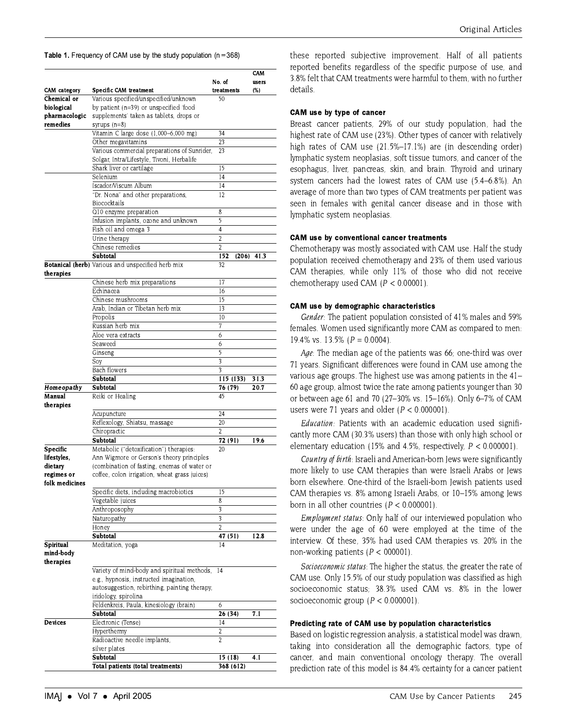**Table 1.** Frequency of CAM use by the study population (n = 368)

| CAM category | Specific CAM treatment | No. of treatments | CAM users (%) |
|---|---|---|---|
| Chemical or biological pharmacologic remedies | Various specified/unspecified/unknown by patient (n=39) or unspecified 'food supplements' taken as tablets, drops or syrups (n=8) | 50 | |
| | Vitamin C large dose (1,000–6,000 mg) | 34 | |
| | Other megavitamins | 23 | |
| | Various commercial preparations of Sunrider, Solgar, Intra/Lifestyle, Tivoni, Herbalife | 23 | |
| | Shark liver or cartilage | 15 | |
| | Selenium | 14 | |
| | Iscador/Viscum Album | 14 | |
| | "Dr. Nona" and other preparations, Biococktails | 12 | |
| | Q10 enzyme preparation | 8 | |
| | Infusion implants, ozone and unknown | 5 | |
| | Fish oil and omega 3 | 4 | |
| | Urine therapy | 2 | |
| | Chinese remedies | 2 | |
| | **Subtotal** | **152 (206)** | **41.3** |
| Botanical (herb) therapies | Various and unspecified herb mix | 32 | |
| | Chinese herb mix preparations | 17 | |
| | Echinacea | 16 | |
| | Chinese mushrooms | 15 | |
| | Arab, Indian or Tibetan herb mix | 13 | |
| | Propolis | 10 | |
| | Russian herb mix | 7 | |
| | Aloe vera extracts | 6 | |
| | Seaweed | 6 | |
| | Ginseng | 5 | |
| | Soy | 3 | |
| | Bach flowers | 3 | |
| | **Subtotal** | **115 (133)** | **31.3** |
| *Homeopathy* | **Subtotal** | **76 (79)** | **20.7** |
| Manual therapies | Reiki or Healing | 45 | |
| | Acupuncture | 24 | |
| | Reflexology, Shiatsu, massage | 20 | |
| | Chiropractic | 2 | |
| | **Subtotal** | **72 (91)** | **19.6** |
| Specific lifestyles, dietary regimes or folk medicines | Metabolic ("detoxification") therapies: Ann Wigmore or Gerson's theory principles (combination of fasting, enemas of water or coffee, colon irrigation, wheat grass juices) | 20 | |
| | Specific diets, including macrobiotics | 15 | |
| | Vegetable juices | 8 | |
| | Anthroposophy | 3 | |
| | Naturopathy | 3 | |
| | Honey | 2 | |
| | **Subtotal** | **47 (51)** | **12.8** |
| Spiritual mind-body therapies | Meditation, yoga | 14 | |
| | Variety of mind-body and spiritual methods, e.g., hypnosis, instructed imagination, autosuggestion, rebirthing, painting therapy, iridology, spirolina | 14 | |
| | Feldenkreis, Paula, kinesiology (brain) | 6 | |
| | **Subtotal** | **26 (34)** | **7.1** |
| Devices | Electronic (Tense) | 14 | |
| | Hyperthermy | 2 | |
| | Radioactive needle implants, silver plates | 2 | |
| | **Subtotal** | **15 (18)** | **4.1** |
| | **Total patients (total treatments)** | **368 (612)** | |

these reported subjective improvement. Half of all patients reported benefits regardless of the specific purpose of use, and 3.8% felt that CAM treatments were harmful to them, with no further details.

### CAM use by type of cancer

Breast cancer patients, 29% of our study population, had the highest rate of CAM use (23%). Other types of cancer with relatively high rates of CAM use (21.5%–17.1%) are (in descending order) lymphatic system neoplasias, soft tissue tumors, and cancer of the esophagus, liver, pancreas, skin, and brain. Thyroid and urinary system cancers had the lowest rates of CAM use (5.4–6.8%). An average of more than two types of CAM treatments per patient was seen in females with genital cancer disease and in those with lymphatic system neoplasias.

### CAM use by conventional cancer treatments

Chemotherapy was mostly associated with CAM use. Half the study population received chemotherapy and 23% of them used various CAM therapies, while only 11% of those who did not receive chemotherapy used CAM ($P < 0.00001$).

### CAM use by demographic characteristics

*Gender*: The patient population consisted of 41% males and 59% females. Women used significantly more CAM as compared to men: 19.4% vs. 13.5% ($P = 0.0004$).

*Age*: The median age of the patients was 66; one-third was over 71 years. Significant differences were found in CAM use among the various age groups. The highest use was among patients in the 41–60 age group, almost twice the rate among patients younger than 30 or between age 61 and 70 (27–30% vs. 15–16%). Only 6–7% of CAM users were 71 years and older ($P < 0.000001$).

*Education*: Patients with an academic education used significantly more CAM (30.3% users) than those with only high school or elementary education (15% and 4.5%, respectively, $P < 0.000001$).

*Country of birth*: Israeli and American-born Jews were significantly more likely to use CAM therapies than were Israeli Arabs or Jews born elsewhere. One-third of the Israeli-born Jewish patients used CAM therapies vs. 8% among Israeli Arabs, or 10–15% among Jews born in all other countries ($P < 0.000001$).

*Employment status*: Only half of our interviewed population who were under the age of 60 were employed at the time of the interview. Of these, 35% had used CAM therapies vs. 20% in the non-working patients ($P < 000001$).

*Socioeconomic status*: The higher the status, the greater the rate of CAM use. Only 15.5% of our study population was classified as high socioeconomic status; 38.3% used CAM vs. 8% in the lower socioeconomic group ($P < 0.000001$).

### Predicting rate of CAM use by population characteristics

Based on logistic regression analysis, a statistical model was drawn, taking into consideration all the demographic factors, type of cancer, and main conventional oncology therapy. The overall prediction rate of this model is 84.4% certainty for a cancer patient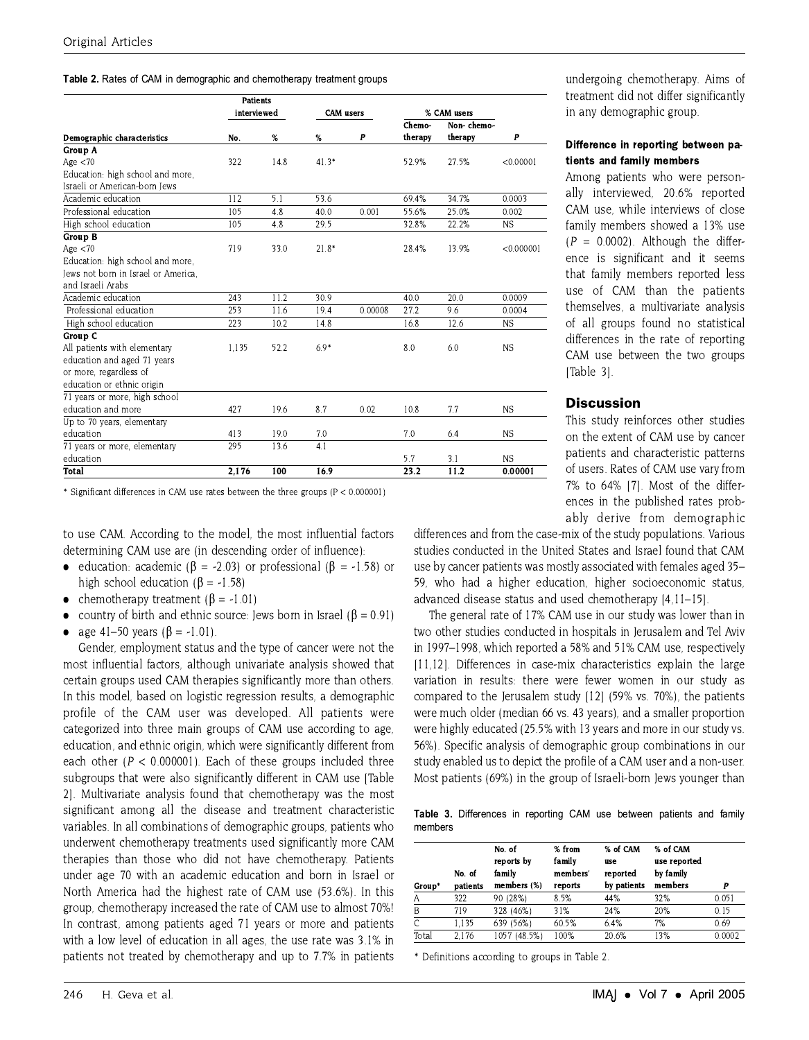**Table 2.** Rates of CAM in demographic and chemotherapy treatment groups

| Demographic characteristics | Patients interviewed | | CAM users | | % CAM users | | |
|---|---|---|---|---|---|---|---|
| | No. | % | % | P | Chemo-therapy | Non- chemo-therapy | P |
| **Group A** Age <70 Education: high school and more, Israeli or American-born Jews | 322 | 14.8 | 41.3* | | 52.9% | 27.5% | <0.00001 |
| Academic education | 112 | 5.1 | 53.6 | | 69.4% | 34.7% | 0.0003 |
| Professional education | 105 | 4.8 | 40.0 | 0.001 | 55.6% | 25.0% | 0.002 |
| High school education | 105 | 4.8 | 29.5 | | 32.8% | 22.2% | NS |
| **Group B** Age <70 Education: high school and more, Jews not born in Israel or America, and Israeli Arabs | 719 | 33.0 | 21.8* | | 28.4% | 13.9% | <0.000001 |
| Academic education | 243 | 11.2 | 30.9 | | 40.0 | 20.0 | 0.0009 |
| Professional education | 253 | 11.6 | 19.4 | 0.00008 | 27.2 | 9.6 | 0.0004 |
| High school education | 223 | 10.2 | 14.8 | | 16.8 | 12.6 | NS |
| **Group C** All patients with elementary education and aged 71 years or more, regardless of education or ethnic origin | 1,135 | 52.2 | 6.9* | | 8.0 | 6.0 | NS |
| 71 years or more, high school education and more | 427 | 19.6 | 8.7 | 0.02 | 10.8 | 7.7 | NS |
| Up to 70 years, elementary education | 413 | 19.0 | 7.0 | | 7.0 | 6.4 | NS |
| 71 years or more, elementary education | 295 | 13.6 | 4.1 | | 5.7 | 3.1 | NS |
| **Total** | **2,176** | **100** | **16.9** | | **23.2** | **11.2** | **0.00001** |

\* Significant differences in CAM use rates between the three groups (P < 0.000001)

to use CAM. According to the model, the most influential factors determining CAM use are (in descending order of influence):

- education: academic ($\beta = -2.03$) or professional ($\beta = -1.58$) or high school education ($\beta = -1.58$)
- chemotherapy treatment ($\beta = -1.01$)
- country of birth and ethnic source: Jews born in Israel ($\beta = 0.91$)
- age 41–50 years ($\beta = -1.01$).

Gender, employment status and the type of cancer were not the most influential factors, although univariate analysis showed that certain groups used CAM therapies significantly more than others. In this model, based on logistic regression results, a demographic profile of the CAM user was developed. All patients were categorized into three main groups of CAM use according to age, education, and ethnic origin, which were significantly different from each other ($P < 0.000001$). Each of these groups included three subgroups that were also significantly different in CAM use [Table 2]. Multivariate analysis found that chemotherapy was the most significant among all the disease and treatment characteristic variables. In all combinations of demographic groups, patients who underwent chemotherapy treatments used significantly more CAM therapies than those who did not have chemotherapy. Patients under age 70 with an academic education and born in Israel or North America had the highest rate of CAM use (53.6%). In this group, chemotherapy increased the rate of CAM use to almost 70%! In contrast, among patients aged 71 years or more and patients with a low level of education in all ages, the use rate was 3.1% in patients not treated by chemotherapy and up to 7.7% in patients undergoing chemotherapy. Aims of treatment did not differ significantly in any demographic group.

#### Difference in reporting between patients and family members

Among patients who were personally interviewed, 20.6% reported CAM use, while interviews of close family members showed a 13% use ($P = 0.0002$). Although the difference is significant and it seems that family members reported less use of CAM than the patients themselves, a multivariate analysis of all groups found no statistical differences in the rate of reporting CAM use between the two groups [Table 3].

## Discussion

This study reinforces other studies on the extent of CAM use by cancer patients and characteristic patterns of users. Rates of CAM use vary from 7% to 64% [7]. Most of the differences in the published rates probably derive from demographic differences and from the case-mix of the study populations. Various studies conducted in the United States and Israel found that CAM use by cancer patients was mostly associated with females aged 35–59, who had a higher education, higher socioeconomic status, advanced disease status and used chemotherapy [4,11–15].

The general rate of 17% CAM use in our study was lower than in two other studies conducted in hospitals in Jerusalem and Tel Aviv in 1997–1998, which reported a 58% and 51% CAM use, respectively [11,12]. Differences in case-mix characteristics explain the large variation in results: there were fewer women in our study as compared to the Jerusalem study [12] (59% vs. 70%), the patients were much older (median 66 vs. 43 years), and a smaller proportion were highly educated (25.5% with 13 years and more in our study vs. 56%). Specific analysis of demographic group combinations in our study enabled us to depict the profile of a CAM user and a non-user. Most patients (69%) in the group of Israeli-born Jews younger than

**Table 3.** Differences in reporting CAM use between patients and family members

| Group* | No. of patients | No. of reports by family members (%) | % from family members' reports | % of CAM use reported by patients | % of CAM use reported by family members | P |
|---|---|---|---|---|---|---|
| A | 322 | 90 (28%) | 8.5% | 44% | 32% | 0.051 |
| B | 719 | 328 (46%) | 31% | 24% | 20% | 0.15 |
| C | 1,135 | 639 (56%) | 60.5% | 6.4% | 7% | 0.69 |
| Total | 2,176 | 1057 (48.5%) | 100% | 20.6% | 13% | 0.0002 |

\* Definitions according to groups in Table 2.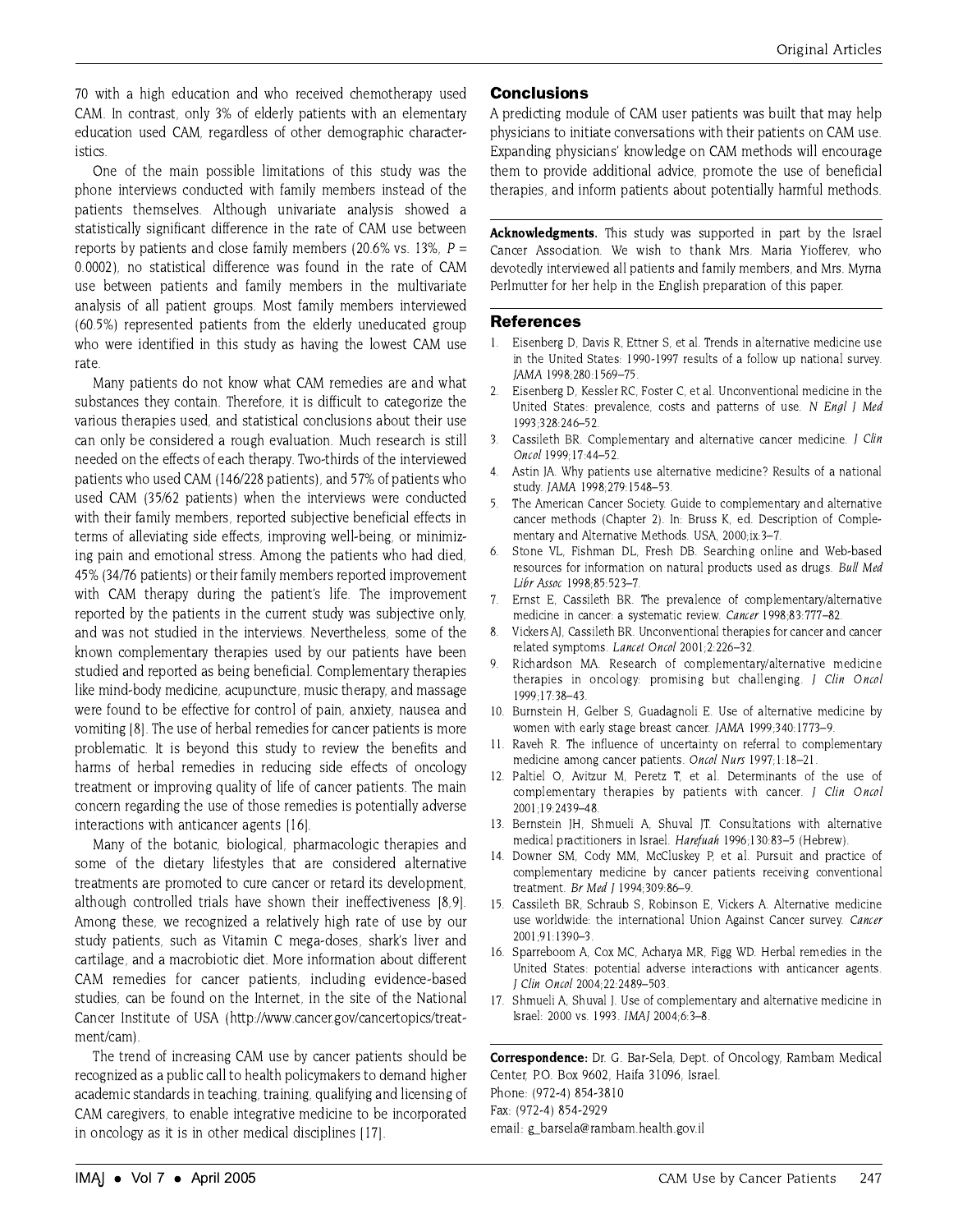70 with a high education and who received chemotherapy used CAM. In contrast, only 3% of elderly patients with an elementary education used CAM, regardless of other demographic characteristics.

One of the main possible limitations of this study was the phone interviews conducted with family members instead of the patients themselves. Although univariate analysis showed a statistically significant difference in the rate of CAM use between reports by patients and close family members (20.6% vs. 13%, $P = 0.0002$), no statistical difference was found in the rate of CAM use between patients and family members in the multivariate analysis of all patient groups. Most family members interviewed (60.5%) represented patients from the elderly uneducated group who were identified in this study as having the lowest CAM use rate.

Many patients do not know what CAM remedies are and what substances they contain. Therefore, it is difficult to categorize the various therapies used, and statistical conclusions about their use can only be considered a rough evaluation. Much research is still needed on the effects of each therapy. Two-thirds of the interviewed patients who used CAM (146/228 patients), and 57% of patients who used CAM (35/62 patients) when the interviews were conducted with their family members, reported subjective beneficial effects in terms of alleviating side effects, improving well-being, or minimizing pain and emotional stress. Among the patients who had died, 45% (34/76 patients) or their family members reported improvement with CAM therapy during the patient's life. The improvement reported by the patients in the current study was subjective only, and was not studied in the interviews. Nevertheless, some of the known complementary therapies used by our patients have been studied and reported as being beneficial. Complementary therapies like mind-body medicine, acupuncture, music therapy, and massage were found to be effective for control of pain, anxiety, nausea and vomiting [8]. The use of herbal remedies for cancer patients is more problematic. It is beyond this study to review the benefits and harms of herbal remedies in reducing side effects of oncology treatment or improving quality of life of cancer patients. The main concern regarding the use of those remedies is potentially adverse interactions with anticancer agents [16].

Many of the botanic, biological, pharmacologic therapies and some of the dietary lifestyles that are considered alternative treatments are promoted to cure cancer or retard its development, although controlled trials have shown their ineffectiveness [8,9]. Among these, we recognized a relatively high rate of use by our study patients, such as Vitamin C mega-doses, shark's liver and cartilage, and a macrobiotic diet. More information about different CAM remedies for cancer patients, including evidence-based studies, can be found on the Internet, in the site of the National Cancer Institute of USA (http://www.cancer.gov/cancertopics/treatment/cam).

The trend of increasing CAM use by cancer patients should be recognized as a public call to health policymakers to demand higher academic standards in teaching, training, qualifying and licensing of CAM caregivers, to enable integrative medicine to be incorporated in oncology as it is in other medical disciplines [17].

## Conclusions

A predicting module of CAM user patients was built that may help physicians to initiate conversations with their patients on CAM use. Expanding physicians' knowledge on CAM methods will encourage them to provide additional advice, promote the use of beneficial therapies, and inform patients about potentially harmful methods.

**Acknowledgments.** This study was supported in part by the Israel Cancer Association. We wish to thank Mrs. Maria Yiofferev, who devotedly interviewed all patients and family members, and Mrs. Myrna Perlmutter for her help in the English preparation of this paper.

## References

1. Eisenberg D, Davis R, Ettner S, et al. Trends in alternative medicine use in the United States: 1990-1997 results of a follow up national survey. *JAMA* 1998;280:1569–75.
2. Eisenberg D, Kessler RC, Foster C, et al. Unconventional medicine in the United States: prevalence, costs and patterns of use. *N Engl J Med* 1993;328:246–52.
3. Cassileth BR. Complementary and alternative cancer medicine. *J Clin Oncol* 1999;17:44–52.
4. Astin JA. Why patients use alternative medicine? Results of a national study. *JAMA* 1998;279:1548–53.
5. The American Cancer Society. Guide to complementary and alternative cancer methods (Chapter 2). In: Bruss K, ed. Description of Complementary and Alternative Methods. USA, 2000;ix:3–7.
6. Stone VL, Fishman DL, Fresh DB. Searching online and Web-based resources for information on natural products used as drugs. *Bull Med Libr Assoc* 1998;85:523–7.
7. Ernst E, Cassileth BR. The prevalence of complementary/alternative medicine in cancer: a systematic review. *Cancer* 1998;83:777–82.
8. Vickers AJ, Cassileth BR. Unconventional therapies for cancer and cancer related symptoms. *Lancet Oncol* 2001;2:226–32.
9. Richardson MA. Research of complementary/alternative medicine therapies in oncology: promising but challenging. *J Clin Oncol* 1999;17:38–43.
10. Burnstein H, Gelber S, Guadagnoli E. Use of alternative medicine by women with early stage breast cancer. *JAMA* 1999;340:1773–9.
11. Raveh R. The influence of uncertainty on referral to complementary medicine among cancer patients. *Oncol Nurs* 1997;1:18–21.
12. Paltiel O, Avitzur M, Peretz T, et al. Determinants of the use of complementary therapies by patients with cancer. *J Clin Oncol* 2001;19:2439–48.
13. Bernstein JH, Shmueli A, Shuval JT. Consultations with alternative medical practitioners in Israel. *Harefuah* 1996;130:83–5 (Hebrew).
14. Downer SM, Cody MM, McCluskey P, et al. Pursuit and practice of complementary medicine by cancer patients receiving conventional treatment. *Br Med J* 1994;309:86–9.
15. Cassileth BR, Schraub S, Robinson E, Vickers A. Alternative medicine use worldwide: the international Union Against Cancer survey. *Cancer* 2001;91:1390–3.
16. Sparreboom A, Cox MC, Acharya MR, Figg WD. Herbal remedies in the United States: potential adverse interactions with anticancer agents. *J Clin Oncol* 2004;22:2489–503.
17. Shmueli A, Shuval J. Use of complementary and alternative medicine in Israel: 2000 vs. 1993. *IMAJ* 2004;6:3–8.

**Correspondence:** Dr. G. Bar-Sela, Dept. of Oncology, Rambam Medical Center, P.O. Box 9602, Haifa 31096, Israel.
Phone: (972-4) 854-3810
Fax: (972-4) 854-2929
email: g_barsela@rambam.health.gov.il